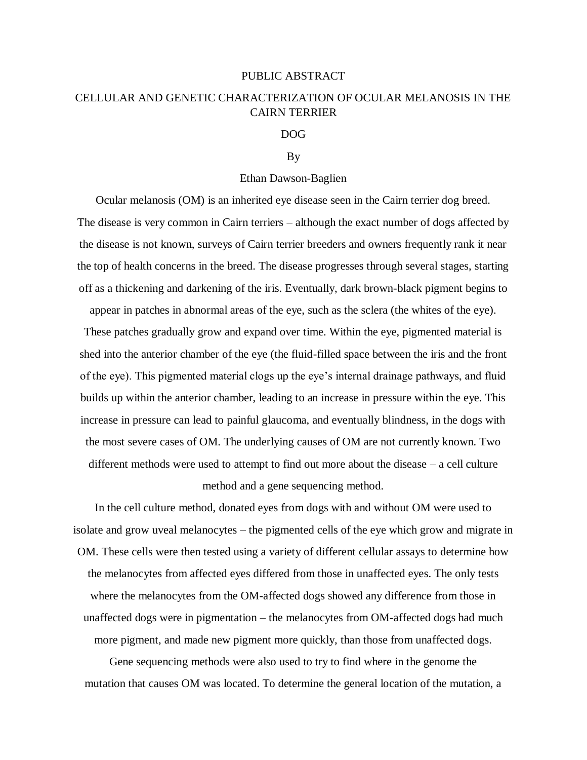# PUBLIC ABSTRACT

## CELLULAR AND GENETIC CHARACTERIZATION OF OCULAR MELANOSIS IN THE CAIRN TERRIER DOG

By

Ethan Dawson-Baglien

Ocular melanosis (OM) is an inherited eye disease seen in the Cairn terrier dog breed. The disease is very common in Cairn terriers – although the exact number of dogs affected by the disease is not known, surveys of Cairn terrier breeders and owners frequently rank it near the top of health concerns in the breed. The disease progresses through several stages, starting off as a thickening and darkening of the iris. Eventually, dark brown-black pigment begins to appear in patches in abnormal areas of the eye, such as the sclera (the whites of the eye). These patches gradually grow and expand over time. Within the eye, pigmented material is shed into the anterior chamber of the eye (the fluid-filled space between the iris and the front of the eye). This pigmented material clogs up the eye's internal drainage pathways, and fluid builds up within the anterior chamber, leading to an increase in pressure within the eye. This increase in pressure can lead to painful glaucoma, and eventually blindness, in the dogs with the most severe cases of OM. The underlying causes of OM are not currently known. Two different methods were used to attempt to find out more about the disease – a cell culture method and a gene sequencing method.

In the cell culture method, donated eyes from dogs with and without OM were used to isolate and grow uveal melanocytes – the pigmented cells of the eye which grow and migrate in OM. These cells were then tested using a variety of different cellular assays to determine how the melanocytes from affected eyes differed from those in unaffected eyes. The only tests where the melanocytes from the OM-affected dogs showed any difference from those in unaffected dogs were in pigmentation – the melanocytes from OM-affected dogs had much more pigment, and made new pigment more quickly, than those from unaffected dogs.

Gene sequencing methods were also used to try to find where in the genome the mutation that causes OM was located. To determine the general location of the mutation, a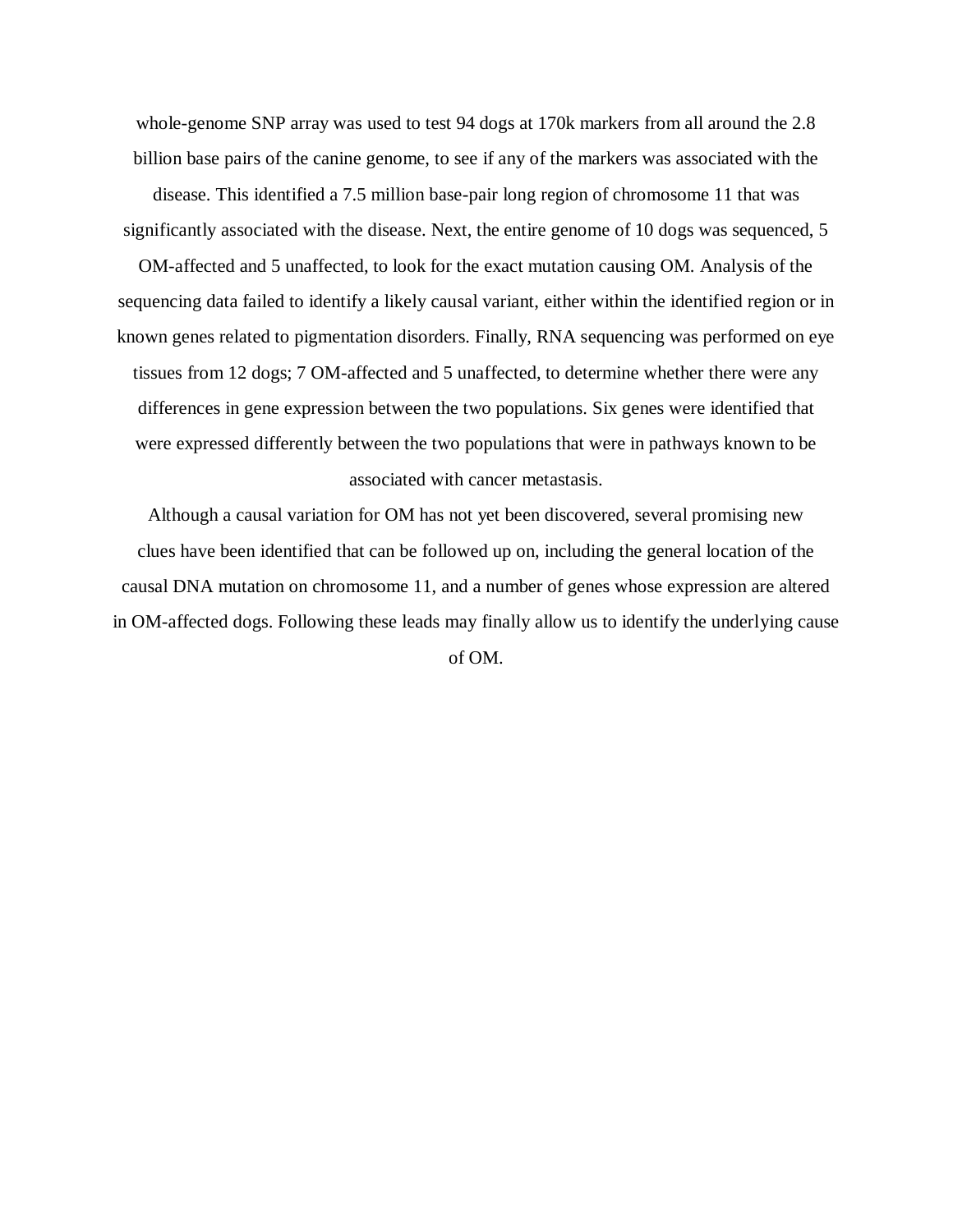whole-genome SNP array was used to test 94 dogs at 170k markers from all around the 2.8 billion base pairs of the canine genome, to see if any of the markers was associated with the disease. This identified a 7.5 million base-pair long region of chromosome 11 that was significantly associated with the disease. Next, the entire genome of 10 dogs was sequenced, 5 OM-affected and 5 unaffected, to look for the exact mutation causing OM. Analysis of the sequencing data failed to identify a likely causal variant, either within the identified region or in known genes related to pigmentation disorders. Finally, RNA sequencing was performed on eye tissues from 12 dogs; 7 OM-affected and 5 unaffected, to determine whether there were any differences in gene expression between the two populations. Six genes were identified that were expressed differently between the two populations that were in pathways known to be associated with cancer metastasis.

Although a causal variation for OM has not yet been discovered, several promising new clues have been identified that can be followed up on, including the general location of the causal DNA mutation on chromosome 11, and a number of genes whose expression are altered in OM-affected dogs. Following these leads may finally allow us to identify the underlying cause of OM.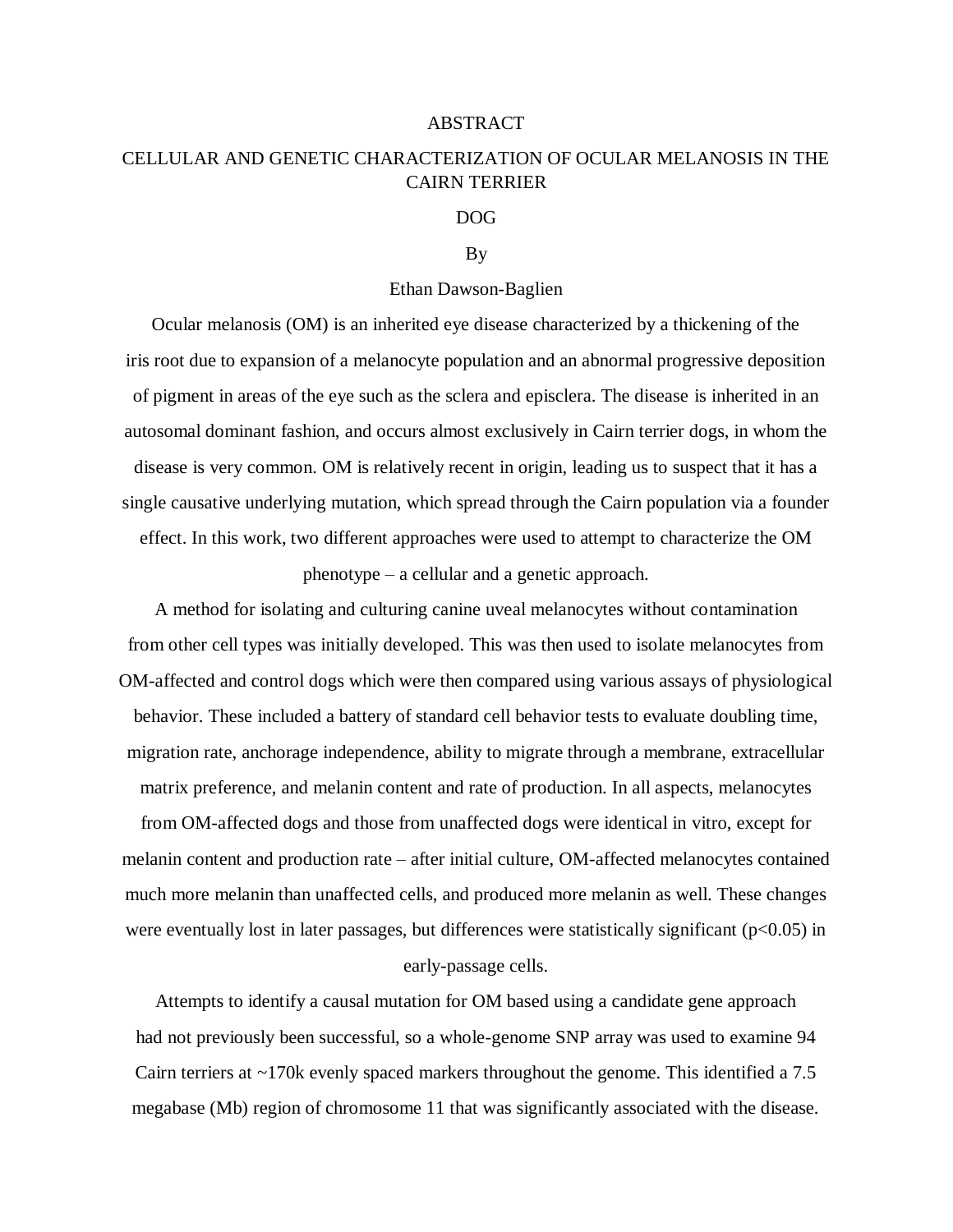# ABSTRACT

## CELLULAR AND GENETIC CHARACTERIZATION OF OCULAR MELANOSIS IN THE CAIRN TERRIER DOG

By

Ethan Dawson-Baglien

Ocular melanosis (OM) is an inherited eye disease characterized by a thickening of the iris root due to expansion of a melanocyte population and an abnormal progressive deposition of pigment in areas of the eye such as the sclera and episclera. The disease is inherited in an autosomal dominant fashion, and occurs almost exclusively in Cairn terrier dogs, in whom the disease is very common. OM is relatively recent in origin, leading us to suspect that it has a single causative underlying mutation, which spread through the Cairn population via a founder effect. In this work, two different approaches were used to attempt to characterize the OM phenotype – a cellular and a genetic approach.

A method for isolating and culturing canine uveal melanocytes without contamination from other cell types was initially developed. This was then used to isolate melanocytes from OM-affected and control dogs which were then compared using various assays of physiological behavior. These included a battery of standard cell behavior tests to evaluate doubling time, migration rate, anchorage independence, ability to migrate through a membrane, extracellular matrix preference, and melanin content and rate of production. In all aspects, melanocytes from OM-affected dogs and those from unaffected dogs were identical in vitro, except for melanin content and production rate – after initial culture, OM-affected melanocytes contained much more melanin than unaffected cells, and produced more melanin as well. These changes were eventually lost in later passages, but differences were statistically significant ($p<0.05$) in early-passage cells.

Attempts to identify a causal mutation for OM based using a candidate gene approach had not previously been successful, so a whole-genome SNP array was used to examine 94 Cairn terriers at ~170k evenly spaced markers throughout the genome. This identified a 7.5 megabase (Mb) region of chromosome 11 that was significantly associated with the disease.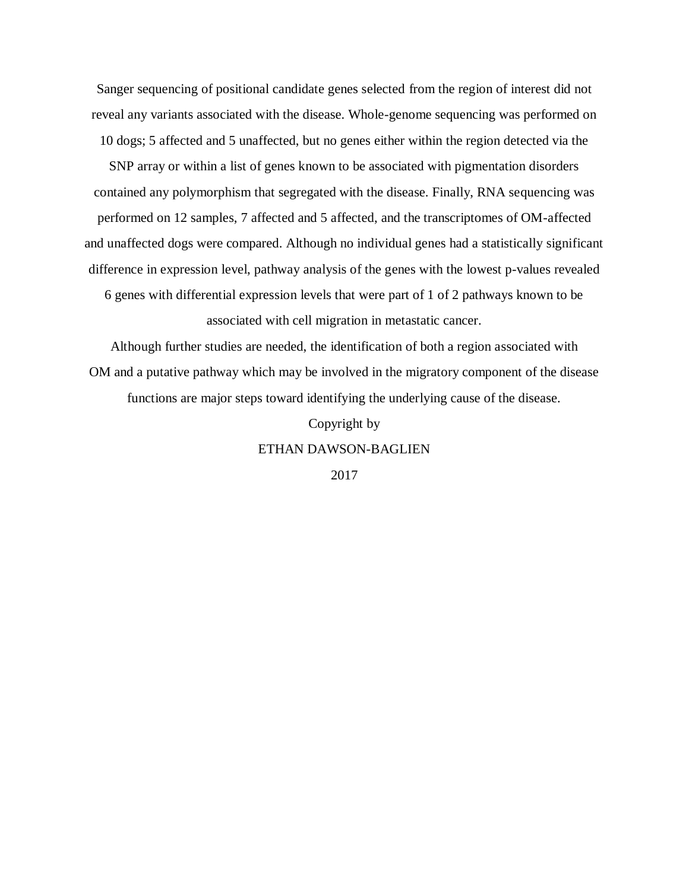Sanger sequencing of positional candidate genes selected from the region of interest did not reveal any variants associated with the disease. Whole-genome sequencing was performed on 10 dogs; 5 affected and 5 unaffected, but no genes either within the region detected via the SNP array or within a list of genes known to be associated with pigmentation disorders contained any polymorphism that segregated with the disease. Finally, RNA sequencing was performed on 12 samples, 7 affected and 5 affected, and the transcriptomes of OM-affected and unaffected dogs were compared. Although no individual genes had a statistically significant difference in expression level, pathway analysis of the genes with the lowest p-values revealed 6 genes with differential expression levels that were part of 1 of 2 pathways known to be associated with cell migration in metastatic cancer.

Although further studies are needed, the identification of both a region associated with OM and a putative pathway which may be involved in the migratory component of the disease functions are major steps toward identifying the underlying cause of the disease.

Copyright by

ETHAN DAWSON-BAGLIEN

2017